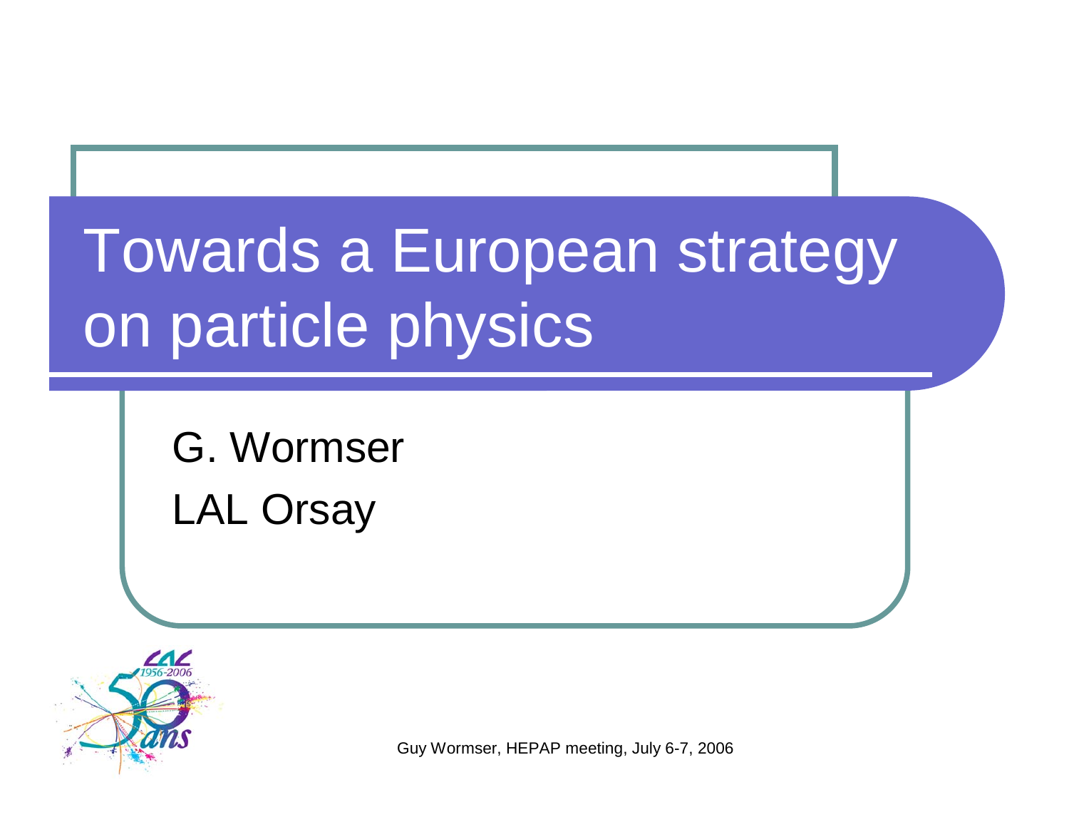# Towards a European strategy on particle physics

G. Wormser

LAL Orsay

Guy Wormser, HEPAP meeting, July 6-7, 2006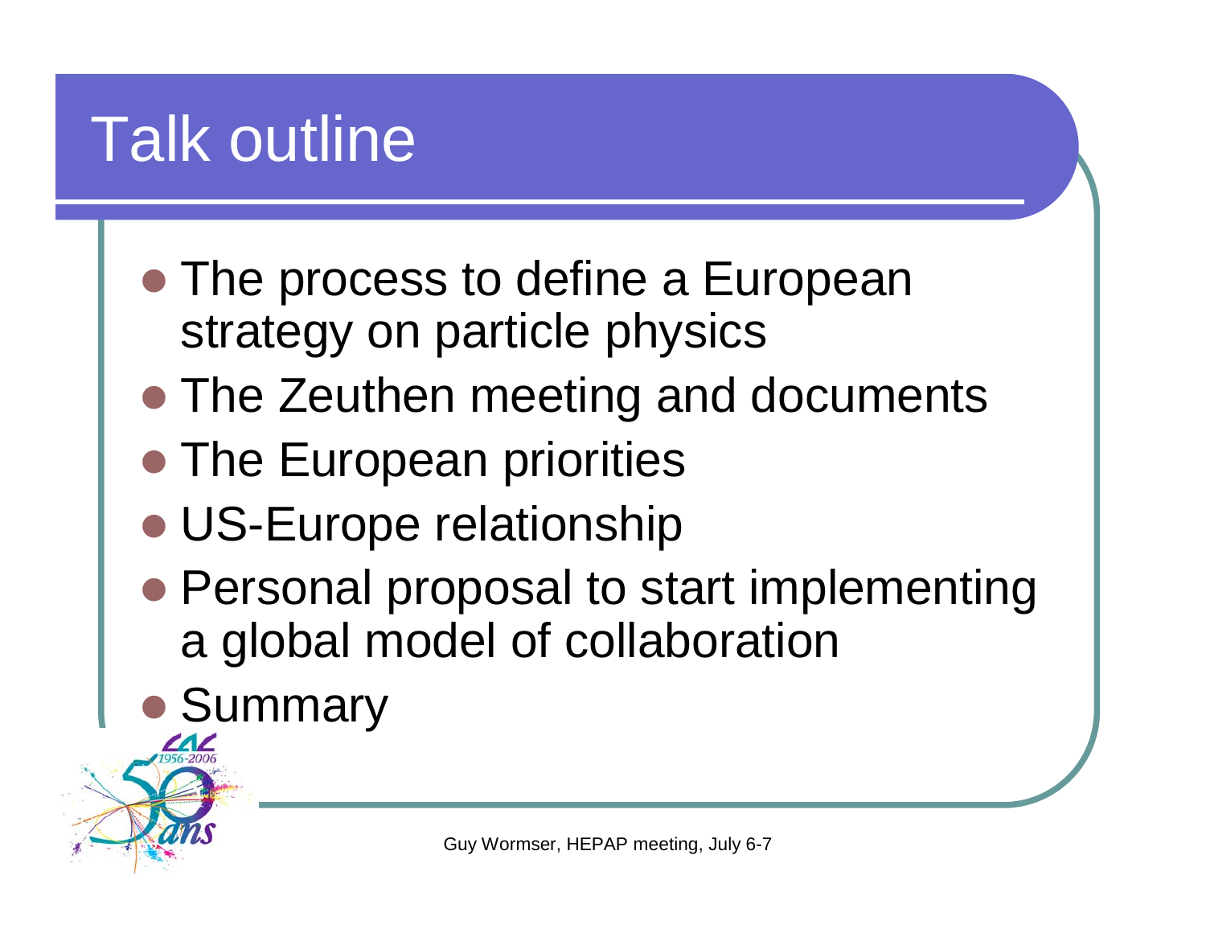# Talk outline

- The process to define a European strategy on particle physics
- The Zeuthen meeting and documents
- The European priorities
- US-Europe relationship
- Personal proposal to start implementing a global model of collaboration
- Summary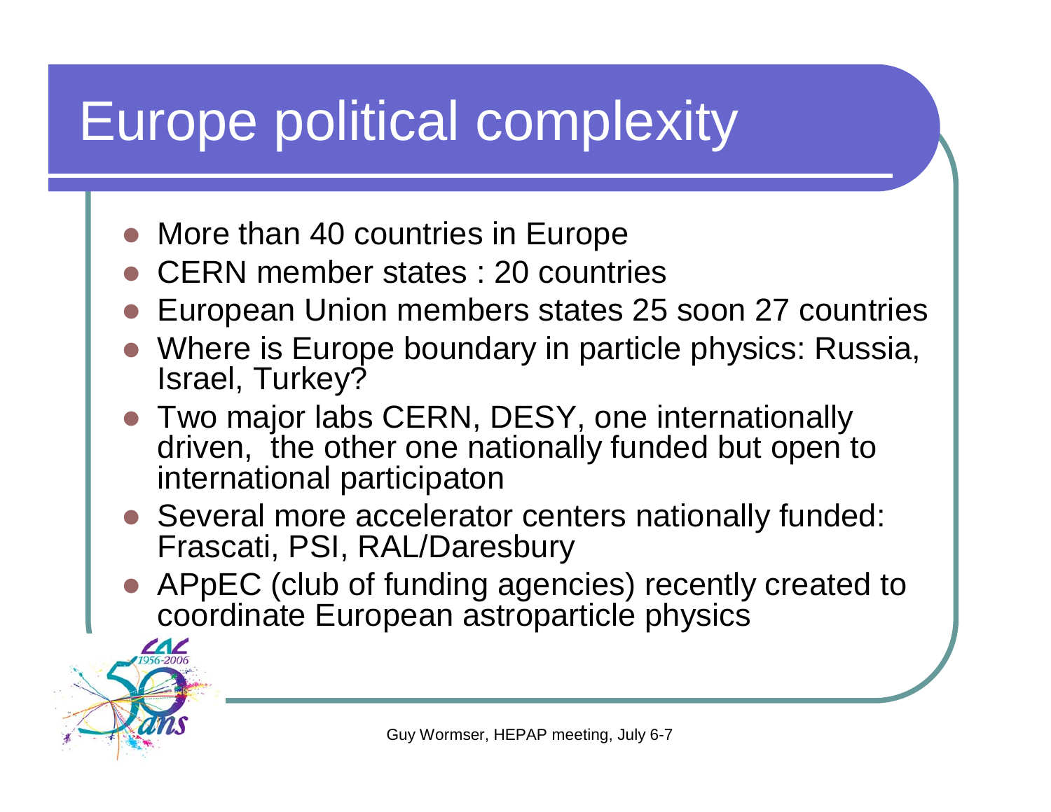# Europe political complexity

- More than 40 countries in Europe
- CERN member states : 20 countries
- European Union members states 25 soon 27 countries
- Where is Europe boundary in particle physics: Russia, Israel, Turkey?
- Two major labs CERN, DESY, one internationally driven, the other one nationally funded but open to international participaton
- Several more accelerator centers nationally funded: Frascati, PSI, RAL/Daresbury
- APpEC (club of funding agencies) recently created to coordinate European astroparticle physics

Guy Wormser, HEPAP meeting, July 6-7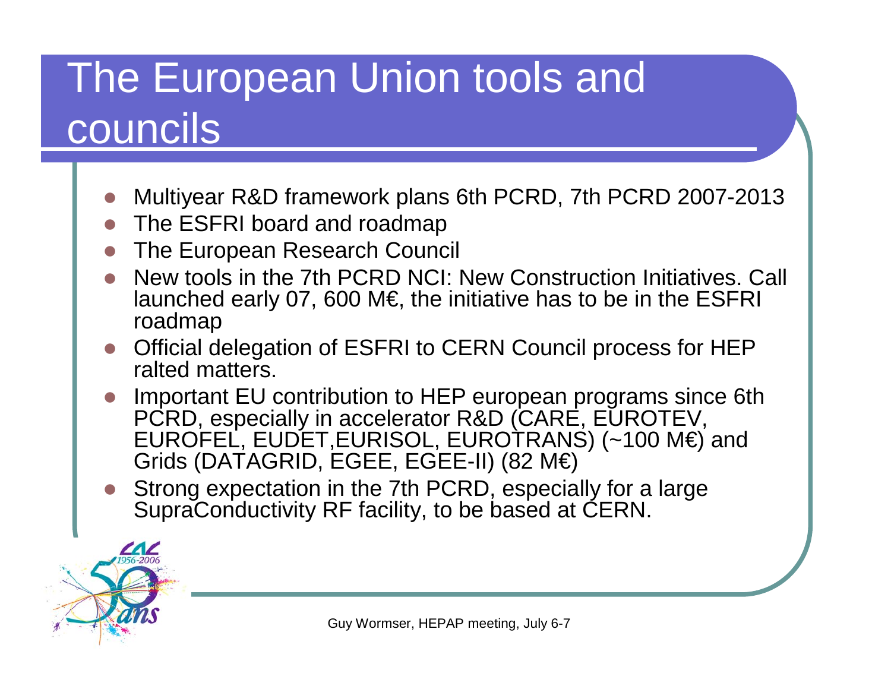# The European Union tools and councils

- Multiyear R&D framework plans 6th PCRD, 7th PCRD 2007-2013
- The ESFRI board and roadmap
- The European Research Council
- New tools in the 7th PCRD NCI: New Construction Initiatives. Call launched early 07, 600 M€, the initiative has to be in the ESFRI roadmap
- Official delegation of ESFRI to CERN Council process for HEP ralted matters.
- Important EU contribution to HEP european programs since 6th PCRD, especially in accelerator R&D (CARE, EUROTEV, EUROFEL, EUDET,EURISOL, EUROTRANS) (~100 M€) and Grids (DATAGRID, EGEE, EGEE-II) (82 M€)
- Strong expectation in the 7th PCRD, especially for a large SupraConductivity RF facility, to be based at CERN.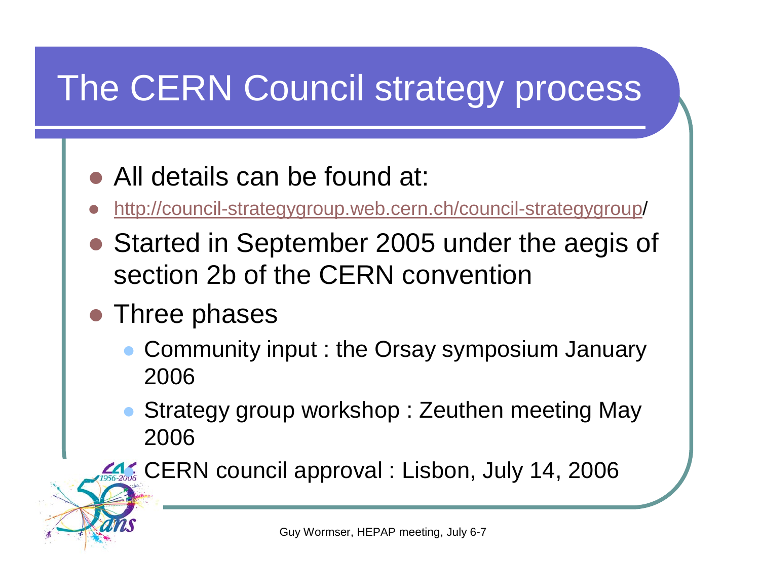# The CERN Council strategy process

- All details can be found at:
- http://council-strategygroup.web.cern.ch/council-strategygroup/
- Started in September 2005 under the aegis of section 2b of the CERN convention
- Three phases
  - Community input : the Orsay symposium January 2006
  - Strategy group workshop : Zeuthen meeting May 2006
  - CERN council approval : Lisbon, July 14, 2006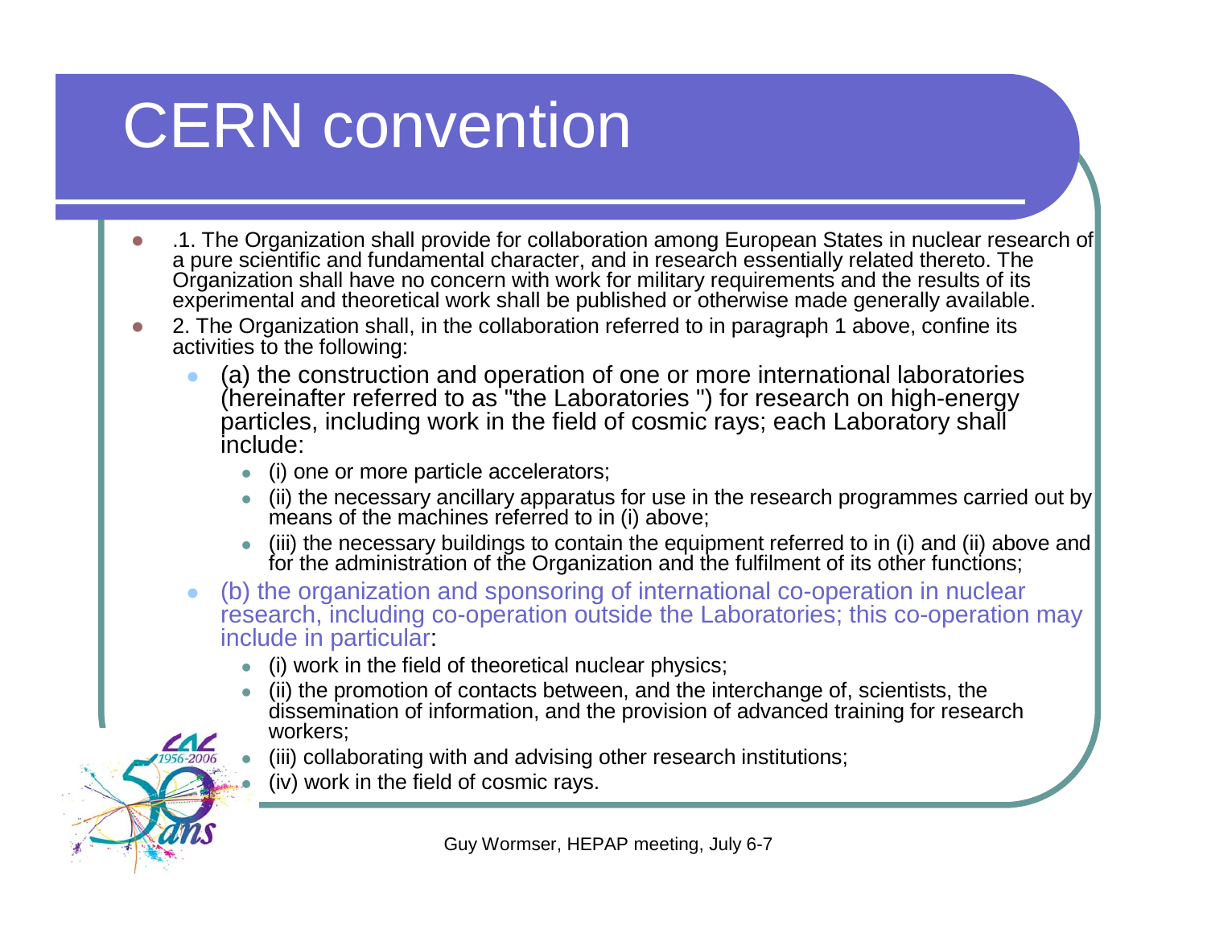# CERN convention

- .1. The Organization shall provide for collaboration among European States in nuclear research of a pure scientific and fundamental character, and in research essentially related thereto. The Organization shall have no concern with work for military requirements and the results of its experimental and theoretical work shall be published or otherwise made generally available.
- 2. The Organization shall, in the collaboration referred to in paragraph 1 above, confine its activities to the following:
  - (a) the construction and operation of one or more international laboratories (hereinafter referred to as "the Laboratories ") for research on high-energy particles, including work in the field of cosmic rays; each Laboratory shall include:
    - (i) one or more particle accelerators;
    - (ii) the necessary ancillary apparatus for use in the research programmes carried out by means of the machines referred to in (i) above;
    - (iii) the necessary buildings to contain the equipment referred to in (i) and (ii) above and for the administration of the Organization and the fulfilment of its other functions;
  - (b) the organization and sponsoring of international co-operation in nuclear research, including co-operation outside the Laboratories; this co-operation may include in particular:
    - (i) work in the field of theoretical nuclear physics;
    - (ii) the promotion of contacts between, and the interchange of, scientists, the dissemination of information, and the provision of advanced training for research workers;
    - (iii) collaborating with and advising other research institutions;
    - (iv) work in the field of cosmic rays.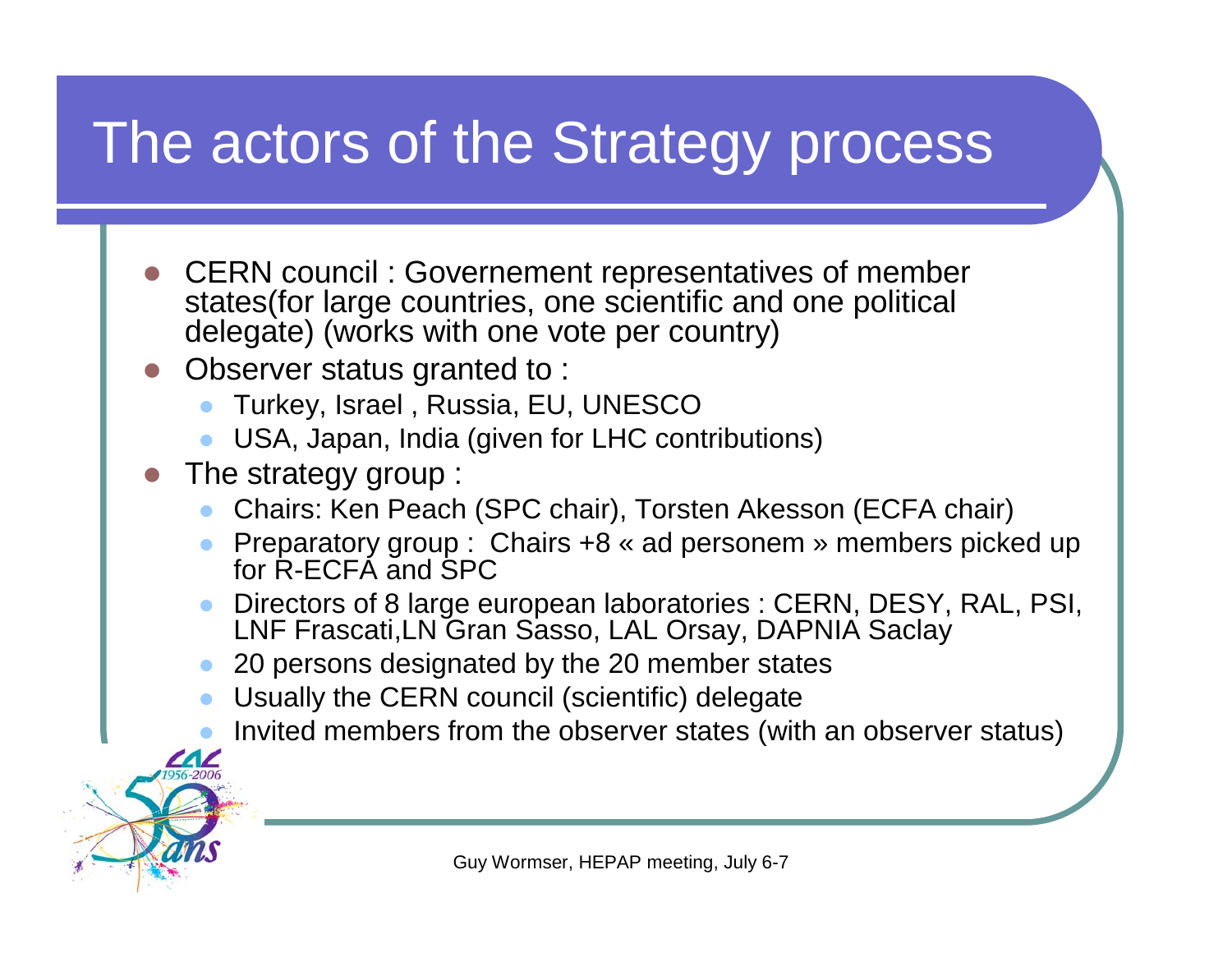# The actors of the Strategy process

- CERN council : Governement representatives of member states(for large countries, one scientific and one political delegate) (works with one vote per country)
- Observer status granted to :
  - Turkey, Israel , Russia, EU, UNESCO
  - USA, Japan, India (given for LHC contributions)
- The strategy group :
  - Chairs: Ken Peach (SPC chair), Torsten Akesson (ECFA chair)
  - Preparatory group : Chairs +8 « ad personem » members picked up for R-ECFA and SPC
  - Directors of 8 large european laboratories : CERN, DESY, RAL, PSI, LNF Frascati,LN Gran Sasso, LAL Orsay, DAPNIA Saclay
  - 20 persons designated by the 20 member states
  - Usually the CERN council (scientific) delegate
  - Invited members from the observer states (with an observer status)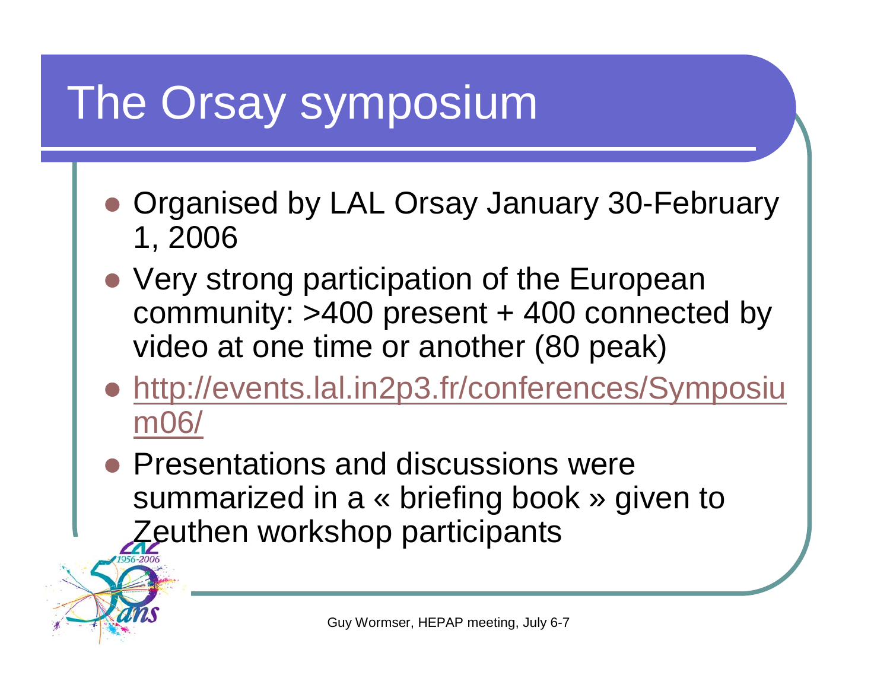# The Orsay symposium

- Organised by LAL Orsay January 30-February 1, 2006
- Very strong participation of the European community: >400 present + 400 connected by video at one time or another (80 peak)
- http://events.lal.in2p3.fr/conferences/Symposium06/
- Presentations and discussions were summarized in a « briefing book » given to Zeuthen workshop participants

Guy Wormser, HEPAP meeting, July 6-7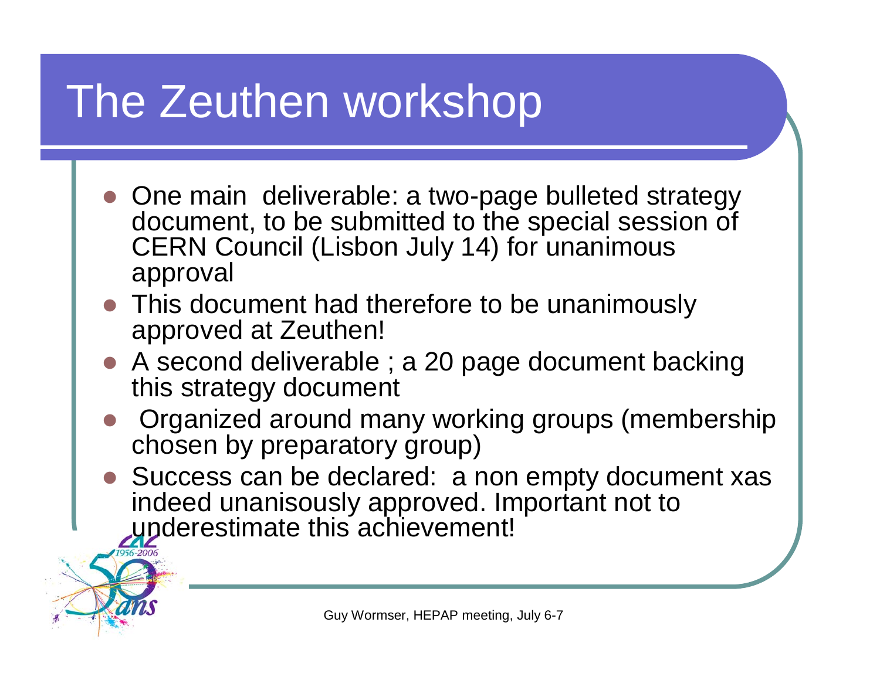# The Zeuthen workshop

- One main deliverable: a two-page bulleted strategy document, to be submitted to the special session of CERN Council (Lisbon July 14) for unanimous approval
- This document had therefore to be unanimously approved at Zeuthen!
- A second deliverable ; a 20 page document backing this strategy document
- Organized around many working groups (membership chosen by preparatory group)
- Success can be declared: a non empty document xas indeed unanisously approved. Important not to underestimate this achievement!

Guy Wormser, HEPAP meeting, July 6-7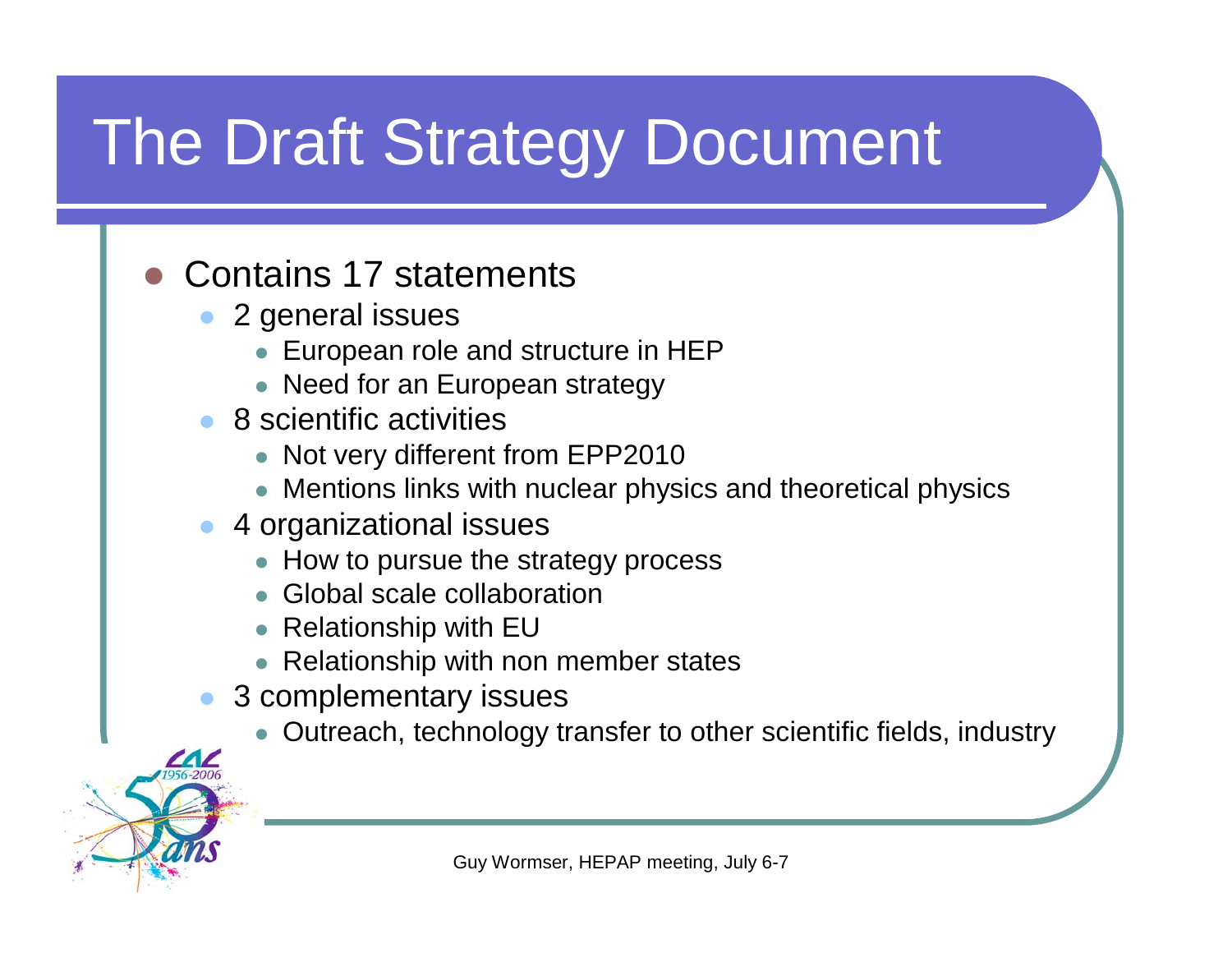# The Draft Strategy Document

- Contains 17 statements
  - 2 general issues
    - European role and structure in HEP
    - Need for an European strategy
  - 8 scientific activities
    - Not very different from EPP2010
    - Mentions links with nuclear physics and theoretical physics
  - 4 organizational issues
    - How to pursue the strategy process
    - Global scale collaboration
    - Relationship with EU
    - Relationship with non member states
  - 3 complementary issues
    - Outreach, technology transfer to other scientific fields, industry

Guy Wormser, HEPAP meeting, July 6-7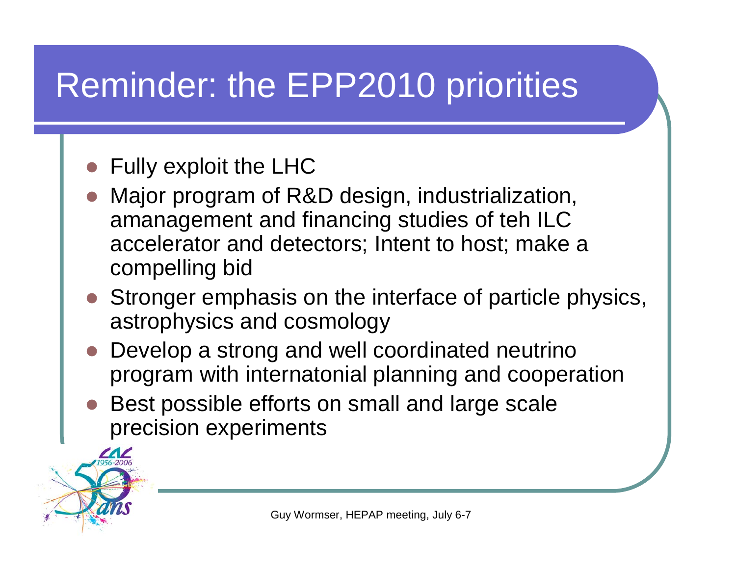# Reminder: the EPP2010 priorities

- Fully exploit the LHC
- Major program of R&D design, industrialization, amanagement and financing studies of teh ILC accelerator and detectors; Intent to host; make a compelling bid
- Stronger emphasis on the interface of particle physics, astrophysics and cosmology
- Develop a strong and well coordinated neutrino program with internatonial planning and cooperation
- Best possible efforts on small and large scale precision experiments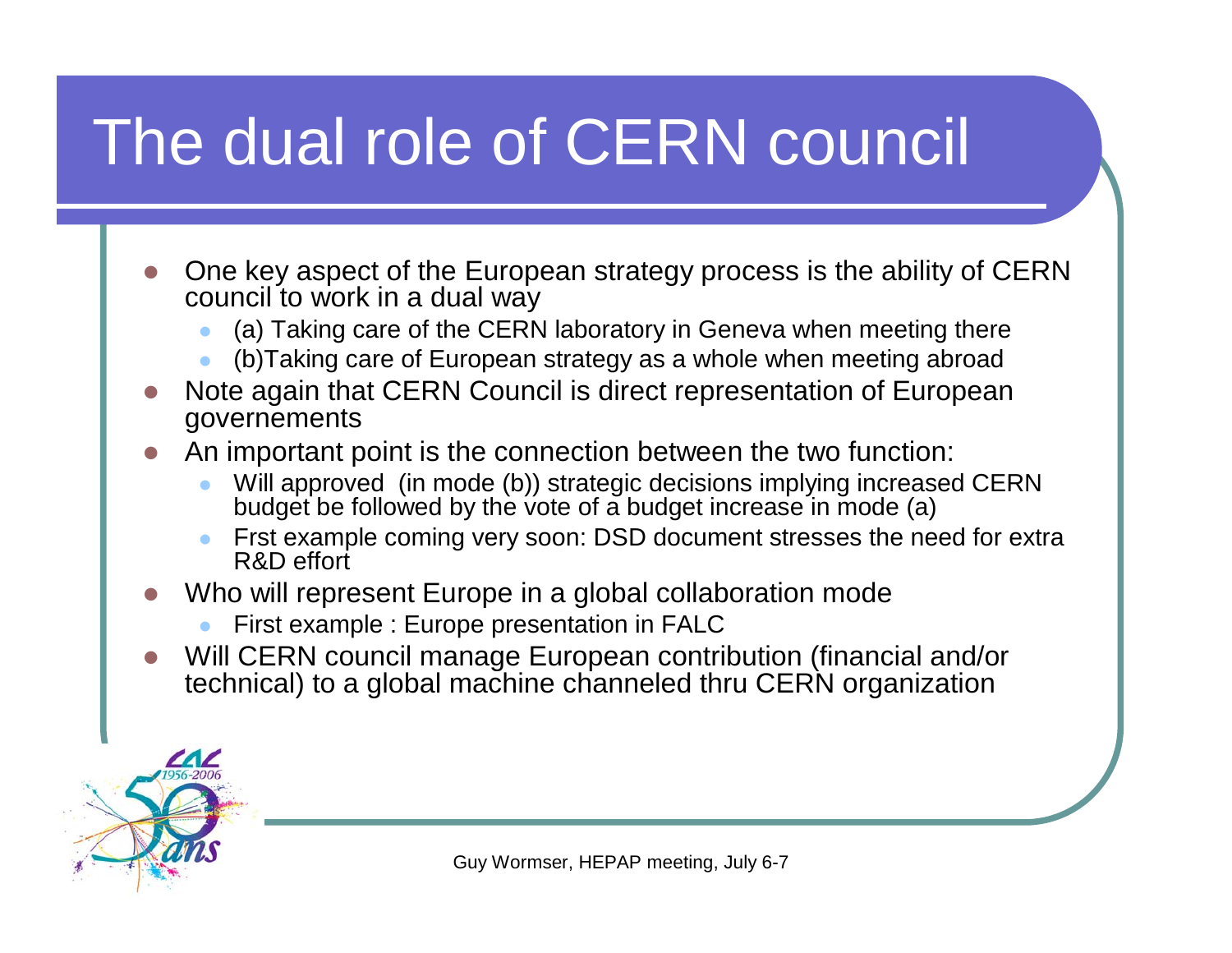# The dual role of CERN council

- One key aspect of the European strategy process is the ability of CERN council to work in a dual way
  - (a) Taking care of the CERN laboratory in Geneva when meeting there
  - (b)Taking care of European strategy as a whole when meeting abroad
- Note again that CERN Council is direct representation of European governements
- An important point is the connection between the two function:
  - Will approved (in mode (b)) strategic decisions implying increased CERN budget be followed by the vote of a budget increase in mode (a)
  - Frst example coming very soon: DSD document stresses the need for extra R&D effort
- Who will represent Europe in a global collaboration mode
  - First example : Europe presentation in FALC
- Will CERN council manage European contribution (financial and/or technical) to a global machine channeled thru CERN organization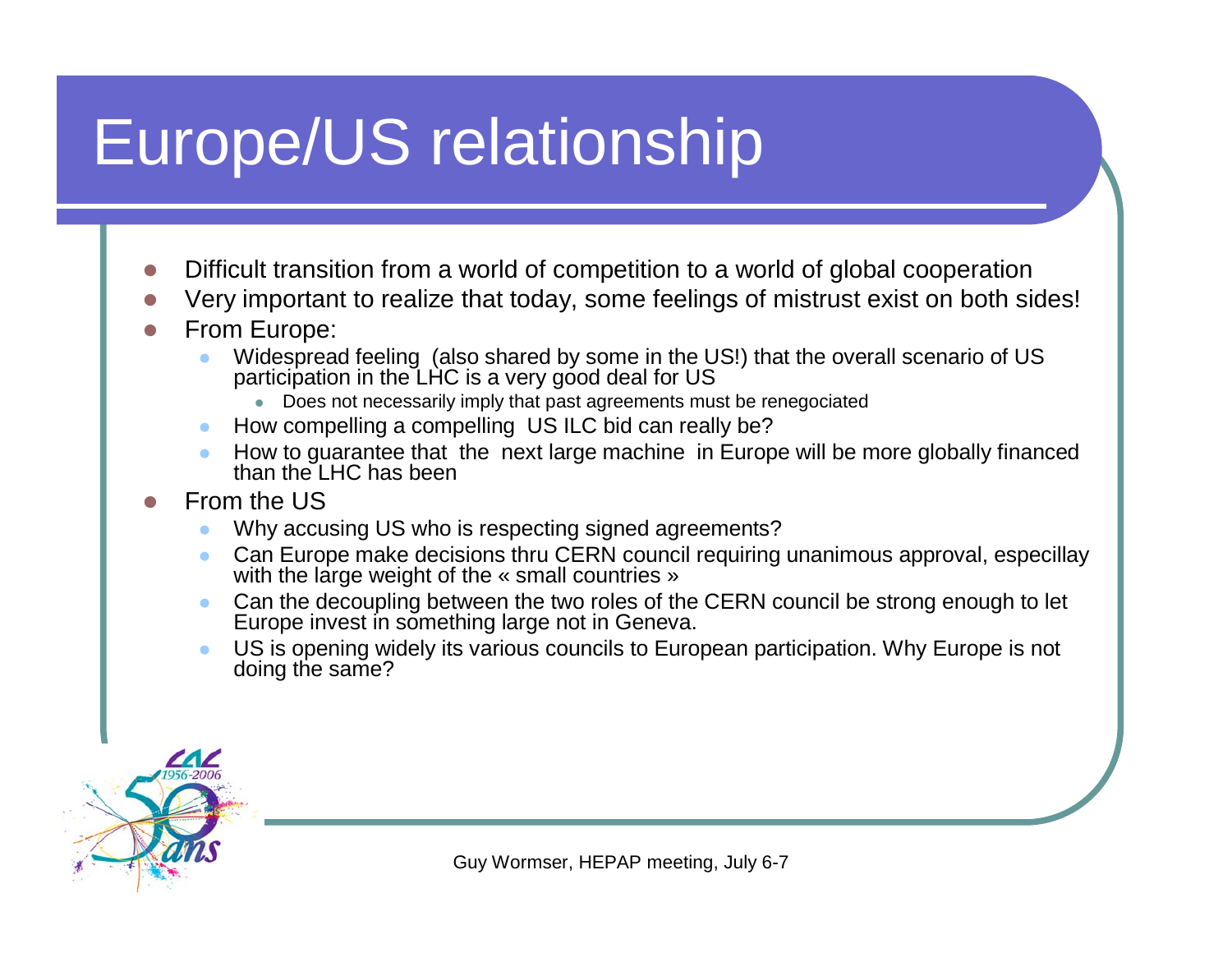# Europe/US relationship

- Difficult transition from a world of competition to a world of global cooperation
- Very important to realize that today, some feelings of mistrust exist on both sides!
- From Europe:
  - Widespread feeling (also shared by some in the US!) that the overall scenario of US participation in the LHC is a very good deal for US
    - Does not necessarily imply that past agreements must be renegociated
  - How compelling a compelling US ILC bid can really be?
  - How to guarantee that the next large machine in Europe will be more globally financed than the LHC has been
- From the US
  - Why accusing US who is respecting signed agreements?
  - Can Europe make decisions thru CERN council requiring unanimous approval, especillay with the large weight of the « small countries »
  - Can the decoupling between the two roles of the CERN council be strong enough to let Europe invest in something large not in Geneva.
  - US is opening widely its various councils to European participation. Why Europe is not doing the same?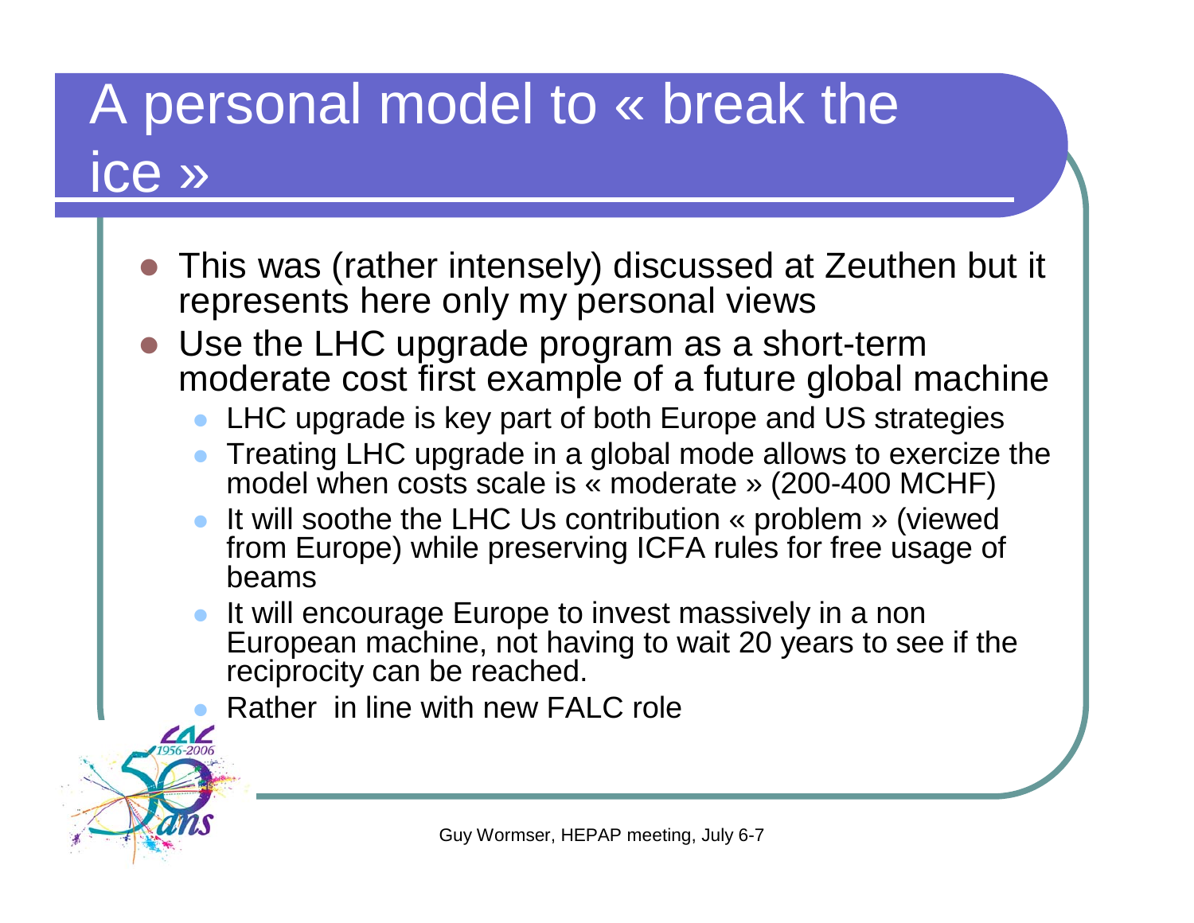# A personal model to « break the ice »

- This was (rather intensely) discussed at Zeuthen but it represents here only my personal views
- Use the LHC upgrade program as a short-term moderate cost first example of a future global machine
  - LHC upgrade is key part of both Europe and US strategies
  - Treating LHC upgrade in a global mode allows to exercize the model when costs scale is « moderate » (200-400 MCHF)
  - It will soothe the LHC Us contribution « problem » (viewed from Europe) while preserving ICFA rules for free usage of beams
  - It will encourage Europe to invest massively in a non European machine, not having to wait 20 years to see if the reciprocity can be reached.
  - Rather in line with new FALC role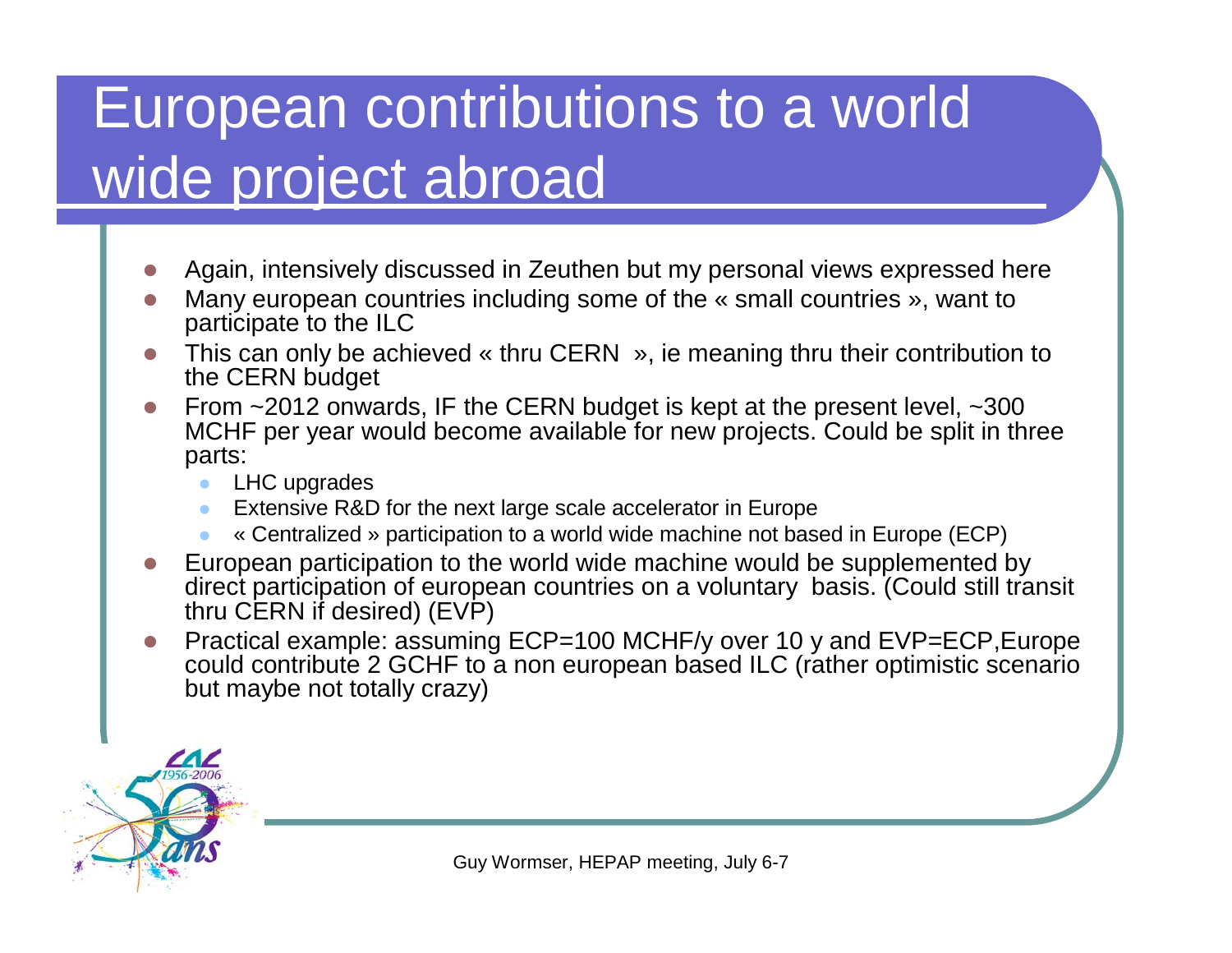# European contributions to a world wide project abroad

- Again, intensively discussed in Zeuthen but my personal views expressed here
- Many european countries including some of the « small countries », want to participate to the ILC
- This can only be achieved « thru CERN  », ie meaning thru their contribution to the CERN budget
- From ~2012 onwards, IF the CERN budget is kept at the present level, ~300 MCHF per year would become available for new projects. Could be split in three parts:
  - LHC upgrades
  - Extensive R&D for the next large scale accelerator in Europe
  - « Centralized » participation to a world wide machine not based in Europe (ECP)
- European participation to the world wide machine would be supplemented by direct participation of european countries on a voluntary  basis. (Could still transit thru CERN if desired) (EVP)
- Practical example: assuming ECP=100 MCHF/y over 10 y and EVP=ECP,Europe could contribute 2 GCHF to a non european based ILC (rather optimistic scenario but maybe not totally crazy)

Guy Wormser, HEPAP meeting, July 6-7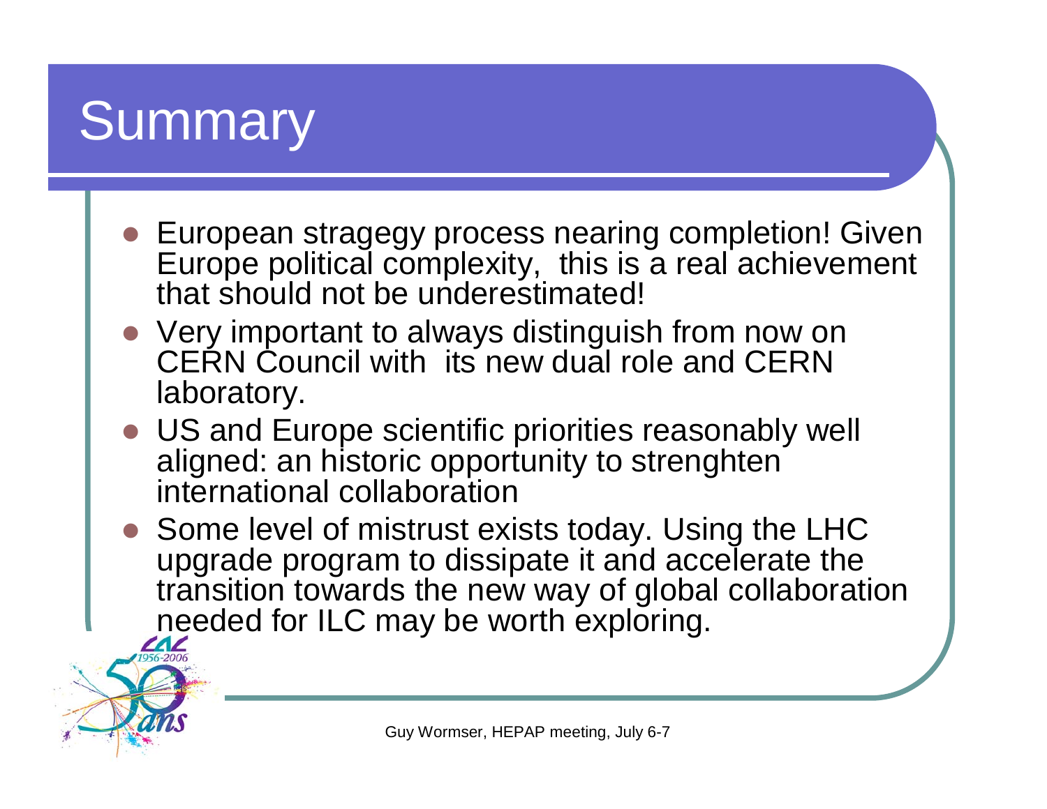# Summary

- European stragegy process nearing completion! Given Europe political complexity, this is a real achievement that should not be underestimated!
- Very important to always distinguish from now on CERN Council with its new dual role and CERN laboratory.
- US and Europe scientific priorities reasonably well aligned: an historic opportunity to strenghten international collaboration
- Some level of mistrust exists today. Using the LHC upgrade program to dissipate it and accelerate the transition towards the new way of global collaboration needed for ILC may be worth exploring.